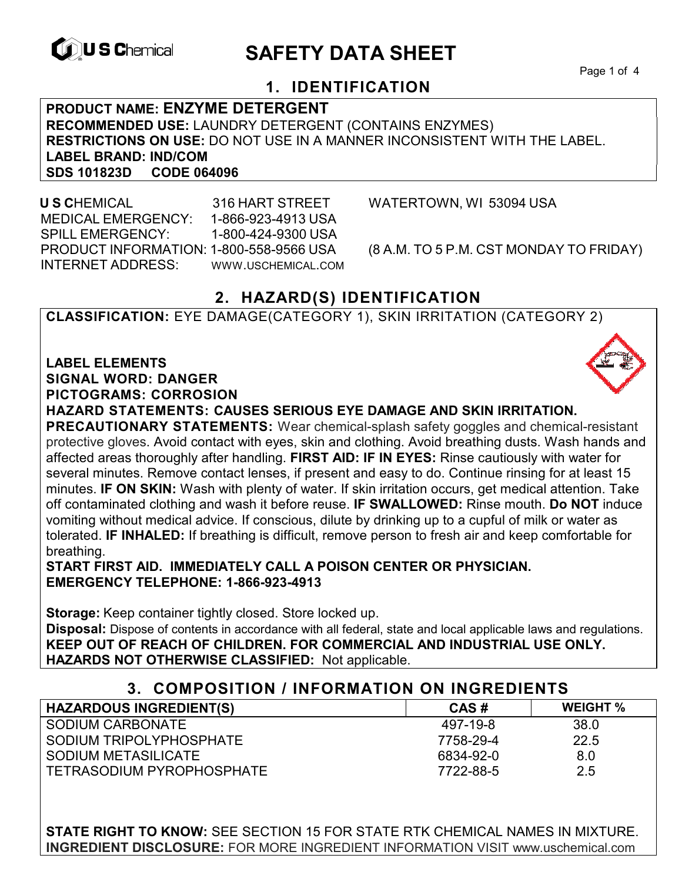U S Chemical

# SAFETY DATA SHEET

## 1. IDENTIFICATION

**PRODUCT NAME: ENZYME DETERGENT**
**RECOMMENDED USE:** LAUNDRY DETERGENT (CONTAINS ENZYMES)
**RESTRICTIONS ON USE:** DO NOT USE IN A MANNER INCONSISTENT WITH THE LABEL.
**LABEL BRAND: IND/COM**
**SDS 101823D CODE 064096**

**U S C**HEMICAL 316 HART STREET WATERTOWN, WI 53094 USA
MEDICAL EMERGENCY: 1-866-923-4913 USA
SPILL EMERGENCY: 1-800-424-9300 USA
PRODUCT INFORMATION: 1-800-558-9566 USA (8 A.M. TO 5 P.M. CST MONDAY TO FRIDAY)
INTERNET ADDRESS: WWW.USCHEMICAL.COM

## 2. HAZARD(S) IDENTIFICATION

**CLASSIFICATION:** EYE DAMAGE(CATEGORY 1), SKIN IRRITATION (CATEGORY 2)

**LABEL ELEMENTS**
**SIGNAL WORD: DANGER**
**PICTOGRAMS: CORROSION**
**HAZARD STATEMENTS: CAUSES SERIOUS EYE DAMAGE AND SKIN IRRITATION.**
**PRECAUTIONARY STATEMENTS:** Wear chemical-splash safety goggles and chemical-resistant protective gloves. Avoid contact with eyes, skin and clothing. Avoid breathing dusts. Wash hands and affected areas thoroughly after handling. **FIRST AID: IF IN EYES:** Rinse cautiously with water for several minutes. Remove contact lenses, if present and easy to do. Continue rinsing for at least 15 minutes. **IF ON SKIN:** Wash with plenty of water. If skin irritation occurs, get medical attention. Take off contaminated clothing and wash it before reuse. **IF SWALLOWED:** Rinse mouth. **Do NOT** induce vomiting without medical advice. If conscious, dilute by drinking up to a cupful of milk or water as tolerated. **IF INHALED:** If breathing is difficult, remove person to fresh air and keep comfortable for breathing.
**START FIRST AID. IMMEDIATELY CALL A POISON CENTER OR PHYSICIAN.**
**EMERGENCY TELEPHONE: 1-866-923-4913**

**Storage:** Keep container tightly closed. Store locked up.
**Disposal:** Dispose of contents in accordance with all federal, state and local applicable laws and regulations.
**KEEP OUT OF REACH OF CHILDREN. FOR COMMERCIAL AND INDUSTRIAL USE ONLY.**
**HAZARDS NOT OTHERWISE CLASSIFIED:** Not applicable.

## 3. COMPOSITION / INFORMATION ON INGREDIENTS

| HAZARDOUS INGREDIENT(S) | CAS # | WEIGHT % |
|---|---|---|
| SODIUM CARBONATE | 497-19-8 | 38.0 |
| SODIUM TRIPOLYPHOSPHATE | 7758-29-4 | 22.5 |
| SODIUM METASILICATE | 6834-92-0 | 8.0 |
| TETRASODIUM PYROPHOSPHATE | 7722-88-5 | 2.5 |

**STATE RIGHT TO KNOW:** SEE SECTION 15 FOR STATE RTK CHEMICAL NAMES IN MIXTURE.
**INGREDIENT DISCLOSURE:** FOR MORE INGREDIENT INFORMATION VISIT www.uschemical.com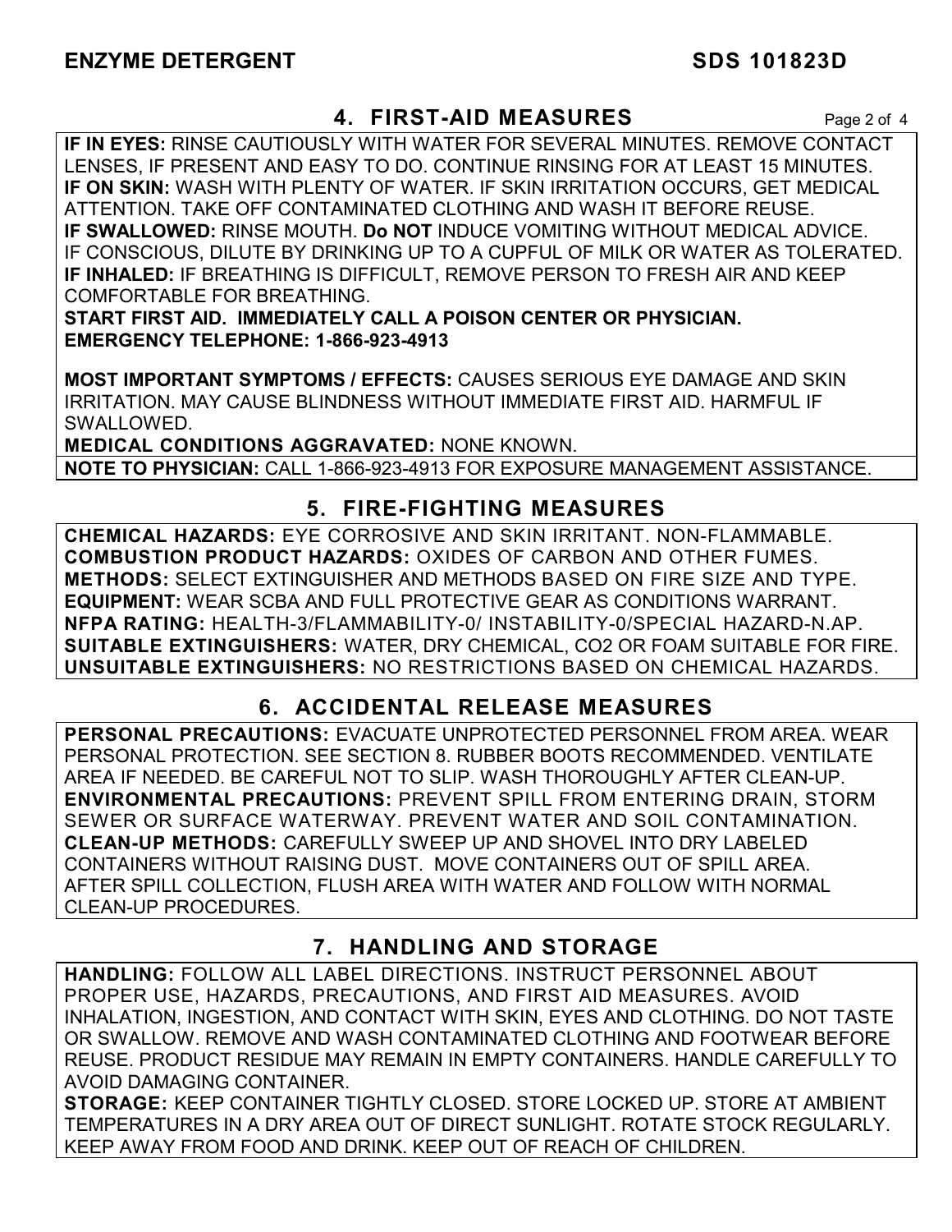## 4. FIRST-AID MEASURES

**IF IN EYES:** RINSE CAUTIOUSLY WITH WATER FOR SEVERAL MINUTES. REMOVE CONTACT LENSES, IF PRESENT AND EASY TO DO. CONTINUE RINSING FOR AT LEAST 15 MINUTES.
**IF ON SKIN:** WASH WITH PLENTY OF WATER. IF SKIN IRRITATION OCCURS, GET MEDICAL ATTENTION. TAKE OFF CONTAMINATED CLOTHING AND WASH IT BEFORE REUSE.
**IF SWALLOWED:** RINSE MOUTH. **Do NOT** INDUCE VOMITING WITHOUT MEDICAL ADVICE. IF CONSCIOUS, DILUTE BY DRINKING UP TO A CUPFUL OF MILK OR WATER AS TOLERATED.
**IF INHALED:** IF BREATHING IS DIFFICULT, REMOVE PERSON TO FRESH AIR AND KEEP COMFORTABLE FOR BREATHING.
**START FIRST AID. IMMEDIATELY CALL A POISON CENTER OR PHYSICIAN.**
**EMERGENCY TELEPHONE: 1-866-923-4913**

**MOST IMPORTANT SYMPTOMS / EFFECTS:** CAUSES SERIOUS EYE DAMAGE AND SKIN IRRITATION. MAY CAUSE BLINDNESS WITHOUT IMMEDIATE FIRST AID. HARMFUL IF SWALLOWED.
**MEDICAL CONDITIONS AGGRAVATED:** NONE KNOWN.
**NOTE TO PHYSICIAN:** CALL 1-866-923-4913 FOR EXPOSURE MANAGEMENT ASSISTANCE.

## 5. FIRE-FIGHTING MEASURES

**CHEMICAL HAZARDS:** EYE CORROSIVE AND SKIN IRRITANT. NON-FLAMMABLE.
**COMBUSTION PRODUCT HAZARDS:** OXIDES OF CARBON AND OTHER FUMES.
**METHODS:** SELECT EXTINGUISHER AND METHODS BASED ON FIRE SIZE AND TYPE.
**EQUIPMENT:** WEAR SCBA AND FULL PROTECTIVE GEAR AS CONDITIONS WARRANT.
**NFPA RATING:** HEALTH-3/FLAMMABILITY-0/ INSTABILITY-0/SPECIAL HAZARD-N.AP.
**SUITABLE EXTINGUISHERS:** WATER, DRY CHEMICAL, CO2 OR FOAM SUITABLE FOR FIRE.
**UNSUITABLE EXTINGUISHERS:** NO RESTRICTIONS BASED ON CHEMICAL HAZARDS.

## 6. ACCIDENTAL RELEASE MEASURES

**PERSONAL PRECAUTIONS:** EVACUATE UNPROTECTED PERSONNEL FROM AREA. WEAR PERSONAL PROTECTION. SEE SECTION 8. RUBBER BOOTS RECOMMENDED. VENTILATE AREA IF NEEDED. BE CAREFUL NOT TO SLIP. WASH THOROUGHLY AFTER CLEAN-UP.
**ENVIRONMENTAL PRECAUTIONS:** PREVENT SPILL FROM ENTERING DRAIN, STORM SEWER OR SURFACE WATERWAY. PREVENT WATER AND SOIL CONTAMINATION.
**CLEAN-UP METHODS:** CAREFULLY SWEEP UP AND SHOVEL INTO DRY LABELED CONTAINERS WITHOUT RAISING DUST. MOVE CONTAINERS OUT OF SPILL AREA. AFTER SPILL COLLECTION, FLUSH AREA WITH WATER AND FOLLOW WITH NORMAL CLEAN-UP PROCEDURES.

## 7. HANDLING AND STORAGE

**HANDLING:** FOLLOW ALL LABEL DIRECTIONS. INSTRUCT PERSONNEL ABOUT PROPER USE, HAZARDS, PRECAUTIONS, AND FIRST AID MEASURES. AVOID INHALATION, INGESTION, AND CONTACT WITH SKIN, EYES AND CLOTHING. DO NOT TASTE OR SWALLOW. REMOVE AND WASH CONTAMINATED CLOTHING AND FOOTWEAR BEFORE REUSE. PRODUCT RESIDUE MAY REMAIN IN EMPTY CONTAINERS. HANDLE CAREFULLY TO AVOID DAMAGING CONTAINER.
**STORAGE:** KEEP CONTAINER TIGHTLY CLOSED. STORE LOCKED UP. STORE AT AMBIENT TEMPERATURES IN A DRY AREA OUT OF DIRECT SUNLIGHT. ROTATE STOCK REGULARLY. KEEP AWAY FROM FOOD AND DRINK. KEEP OUT OF REACH OF CHILDREN.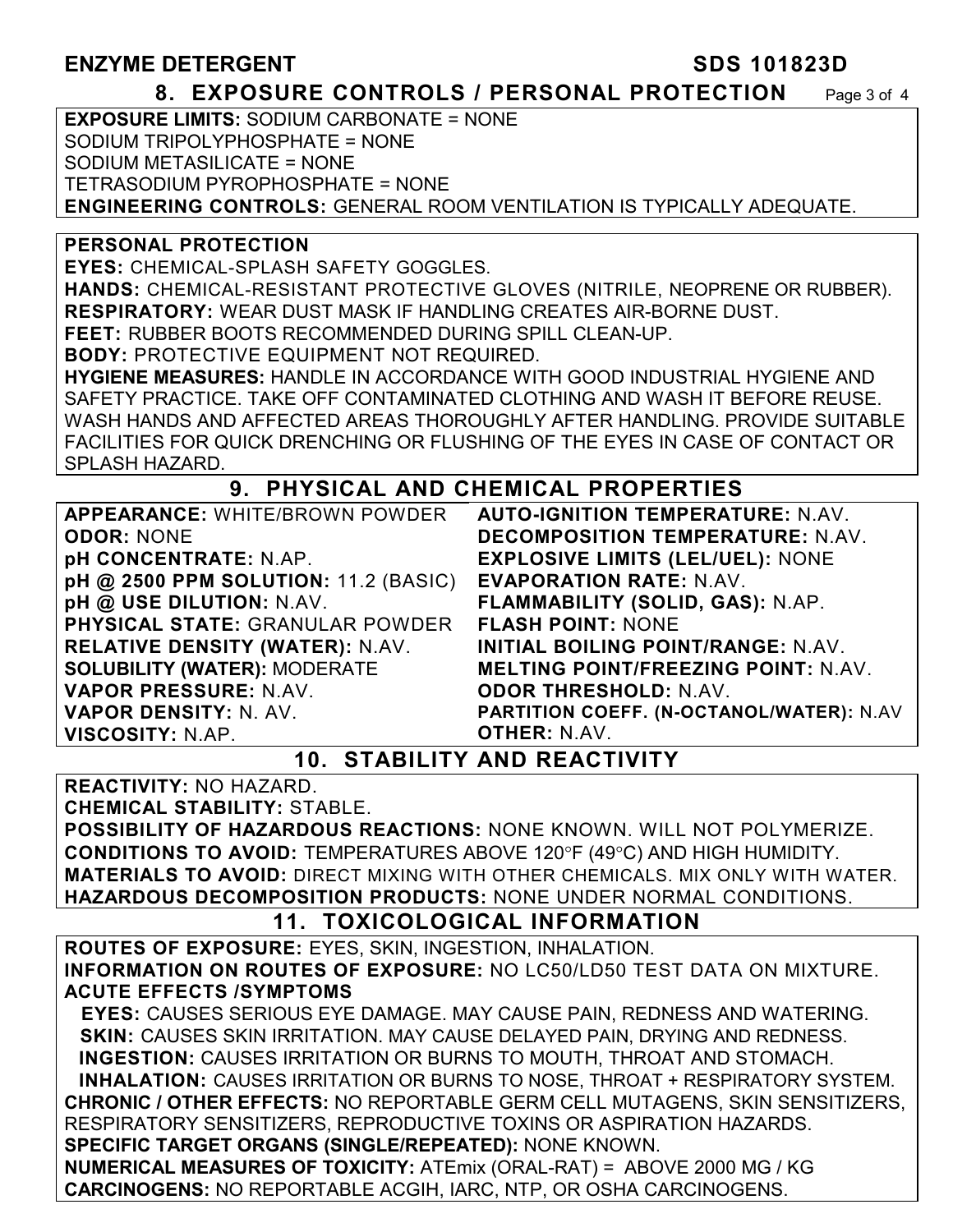**ENZYME DETERGENT SDS 101823D**

## 8. EXPOSURE CONTROLS / PERSONAL PROTECTION

**EXPOSURE LIMITS:** SODIUM CARBONATE = NONE
SODIUM TRIPOLYPHOSPHATE = NONE
SODIUM METASILICATE = NONE
TETRASODIUM PYROPHOSPHATE = NONE
**ENGINEERING CONTROLS:** GENERAL ROOM VENTILATION IS TYPICALLY ADEQUATE.

**PERSONAL PROTECTION**
**EYES:** CHEMICAL-SPLASH SAFETY GOGGLES.
**HANDS:** CHEMICAL-RESISTANT PROTECTIVE GLOVES (NITRILE, NEOPRENE OR RUBBER).
**RESPIRATORY:** WEAR DUST MASK IF HANDLING CREATES AIR-BORNE DUST.
**FEET:** RUBBER BOOTS RECOMMENDED DURING SPILL CLEAN-UP.
**BODY:** PROTECTIVE EQUIPMENT NOT REQUIRED.
**HYGIENE MEASURES:** HANDLE IN ACCORDANCE WITH GOOD INDUSTRIAL HYGIENE AND SAFETY PRACTICE. TAKE OFF CONTAMINATED CLOTHING AND WASH IT BEFORE REUSE. WASH HANDS AND AFFECTED AREAS THOROUGHLY AFTER HANDLING. PROVIDE SUITABLE FACILITIES FOR QUICK DRENCHING OR FLUSHING OF THE EYES IN CASE OF CONTACT OR SPLASH HAZARD.

## 9. PHYSICAL AND CHEMICAL PROPERTIES

**APPEARANCE:** WHITE/BROWN POWDER
**ODOR:** NONE
**pH CONCENTRATE:** N.AP.
**pH @ 2500 PPM SOLUTION:** 11.2 (BASIC)
**pH @ USE DILUTION:** N.AV.
**PHYSICAL STATE:** GRANULAR POWDER
**RELATIVE DENSITY (WATER):** N.AV.
**SOLUBILITY (WATER):** MODERATE
**VAPOR PRESSURE:** N.AV.
**VAPOR DENSITY:** N. AV.
**VISCOSITY:** N.AP.
**AUTO-IGNITION TEMPERATURE:** N.AV.
**DECOMPOSITION TEMPERATURE:** N.AV.
**EXPLOSIVE LIMITS (LEL/UEL):** NONE
**EVAPORATION RATE:** N.AV.
**FLAMMABILITY (SOLID, GAS):** N.AP.
**FLASH POINT:** NONE
**INITIAL BOILING POINT/RANGE:** N.AV.
**MELTING POINT/FREEZING POINT:** N.AV.
**ODOR THRESHOLD:** N.AV.
**PARTITION COEFF. (N-OCTANOL/WATER):** N.AV
**OTHER:** N.AV.

## 10. STABILITY AND REACTIVITY

**REACTIVITY:** NO HAZARD.
**CHEMICAL STABILITY:** STABLE.
**POSSIBILITY OF HAZARDOUS REACTIONS:** NONE KNOWN. WILL NOT POLYMERIZE.
**CONDITIONS TO AVOID:** TEMPERATURES ABOVE 120°F (49°C) AND HIGH HUMIDITY.
**MATERIALS TO AVOID:** DIRECT MIXING WITH OTHER CHEMICALS. MIX ONLY WITH WATER.
**HAZARDOUS DECOMPOSITION PRODUCTS:** NONE UNDER NORMAL CONDITIONS.

## 11. TOXICOLOGICAL INFORMATION

**ROUTES OF EXPOSURE:** EYES, SKIN, INGESTION, INHALATION.
**INFORMATION ON ROUTES OF EXPOSURE:** NO LC50/LD50 TEST DATA ON MIXTURE.
**ACUTE EFFECTS /SYMPTOMS**
**EYES:** CAUSES SERIOUS EYE DAMAGE. MAY CAUSE PAIN, REDNESS AND WATERING.
**SKIN:** CAUSES SKIN IRRITATION. MAY CAUSE DELAYED PAIN, DRYING AND REDNESS.
**INGESTION:** CAUSES IRRITATION OR BURNS TO MOUTH, THROAT AND STOMACH.
**INHALATION:** CAUSES IRRITATION OR BURNS TO NOSE, THROAT + RESPIRATORY SYSTEM.
**CHRONIC / OTHER EFFECTS:** NO REPORTABLE GERM CELL MUTAGENS, SKIN SENSITIZERS, RESPIRATORY SENSITIZERS, REPRODUCTIVE TOXINS OR ASPIRATION HAZARDS.
**SPECIFIC TARGET ORGANS (SINGLE/REPEATED):** NONE KNOWN.
**NUMERICAL MEASURES OF TOXICITY:** ATEmix (ORAL-RAT) = ABOVE 2000 MG / KG
**CARCINOGENS:** NO REPORTABLE ACGIH, IARC, NTP, OR OSHA CARCINOGENS.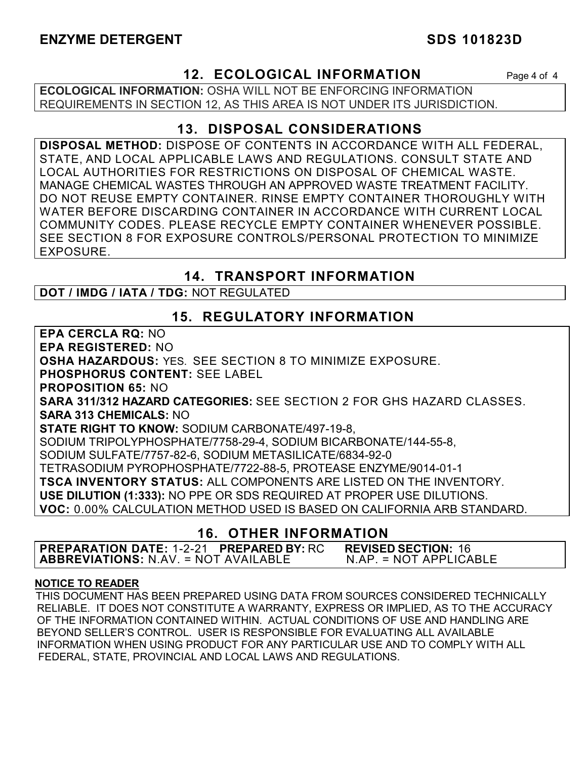## 12. ECOLOGICAL INFORMATION

**ECOLOGICAL INFORMATION:** OSHA WILL NOT BE ENFORCING INFORMATION REQUIREMENTS IN SECTION 12, AS THIS AREA IS NOT UNDER ITS JURISDICTION.

## 13. DISPOSAL CONSIDERATIONS

**DISPOSAL METHOD:** DISPOSE OF CONTENTS IN ACCORDANCE WITH ALL FEDERAL, STATE, AND LOCAL APPLICABLE LAWS AND REGULATIONS. CONSULT STATE AND LOCAL AUTHORITIES FOR RESTRICTIONS ON DISPOSAL OF CHEMICAL WASTE. MANAGE CHEMICAL WASTES THROUGH AN APPROVED WASTE TREATMENT FACILITY. DO NOT REUSE EMPTY CONTAINER. RINSE EMPTY CONTAINER THOROUGHLY WITH WATER BEFORE DISCARDING CONTAINER IN ACCORDANCE WITH CURRENT LOCAL COMMUNITY CODES. PLEASE RECYCLE EMPTY CONTAINER WHENEVER POSSIBLE. SEE SECTION 8 FOR EXPOSURE CONTROLS/PERSONAL PROTECTION TO MINIMIZE EXPOSURE.

## 14. TRANSPORT INFORMATION

**DOT / IMDG / IATA / TDG:** NOT REGULATED

## 15. REGULATORY INFORMATION

**EPA CERCLA RQ:** NO
**EPA REGISTERED:** NO
**OSHA HAZARDOUS:** YES. SEE SECTION 8 TO MINIMIZE EXPOSURE.
**PHOSPHORUS CONTENT:** SEE LABEL
**PROPOSITION 65:** NO
**SARA 311/312 HAZARD CATEGORIES:** SEE SECTION 2 FOR GHS HAZARD CLASSES.
**SARA 313 CHEMICALS:** NO
**STATE RIGHT TO KNOW:** SODIUM CARBONATE/497-19-8, SODIUM TRIPOLYPHOSPHATE/7758-29-4, SODIUM BICARBONATE/144-55-8, SODIUM SULFATE/7757-82-6, SODIUM METASILICATE/6834-92-0 TETRASODIUM PYROPHOSPHATE/7722-88-5, PROTEASE ENZYME/9014-01-1
**TSCA INVENTORY STATUS:** ALL COMPONENTS ARE LISTED ON THE INVENTORY.
**USE DILUTION (1:333):** NO PPE OR SDS REQUIRED AT PROPER USE DILUTIONS.
**VOC:** 0.00% CALCULATION METHOD USED IS BASED ON CALIFORNIA ARB STANDARD.

## 16. OTHER INFORMATION

**PREPARATION DATE:** 1-2-21 **PREPARED BY:** RC **REVISED SECTION:** 16
**ABBREVIATIONS:** N.AV. = NOT AVAILABLE N.AP. = NOT APPLICABLE

**NOTICE TO READER**

THIS DOCUMENT HAS BEEN PREPARED USING DATA FROM SOURCES CONSIDERED TECHNICALLY RELIABLE. IT DOES NOT CONSTITUTE A WARRANTY, EXPRESS OR IMPLIED, AS TO THE ACCURACY OF THE INFORMATION CONTAINED WITHIN. ACTUAL CONDITIONS OF USE AND HANDLING ARE BEYOND SELLER'S CONTROL. USER IS RESPONSIBLE FOR EVALUATING ALL AVAILABLE INFORMATION WHEN USING PRODUCT FOR ANY PARTICULAR USE AND TO COMPLY WITH ALL FEDERAL, STATE, PROVINCIAL AND LOCAL LAWS AND REGULATIONS.